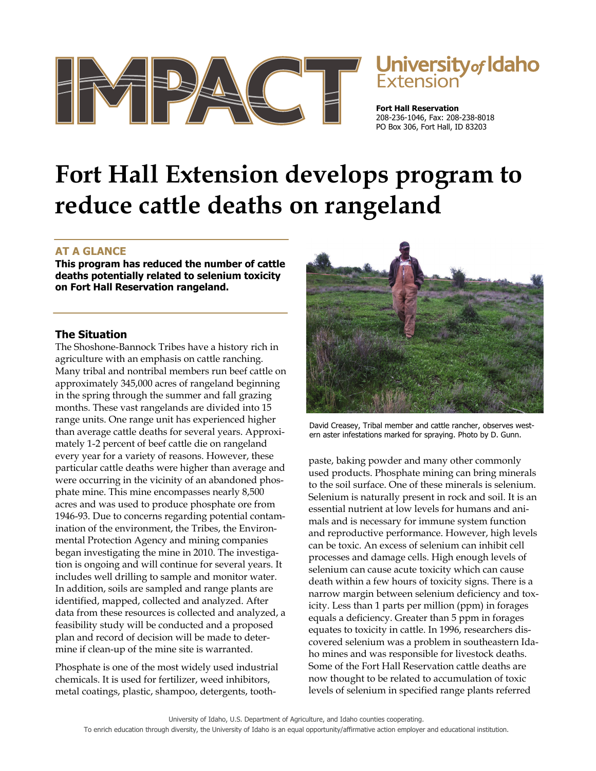University of Idaho Extension

**Fort Hall Reservation**
208-236-1046, Fax: 208-238-8018
PO Box 306, Fort Hall, ID 83203

# Fort Hall Extension develops program to reduce cattle deaths on rangeland

## AT A GLANCE

**This program has reduced the number of cattle deaths potentially related to selenium toxicity on Fort Hall Reservation rangeland.**

## The Situation

The Shoshone-Bannock Tribes have a history rich in agriculture with an emphasis on cattle ranching. Many tribal and nontribal members run beef cattle on approximately 345,000 acres of rangeland beginning in the spring through the summer and fall grazing months. These vast rangelands are divided into 15 range units. One range unit has experienced higher than average cattle deaths for several years. Approximately 1-2 percent of beef cattle die on rangeland every year for a variety of reasons. However, these particular cattle deaths were higher than average and were occurring in the vicinity of an abandoned phosphate mine. This mine encompasses nearly 8,500 acres and was used to produce phosphate ore from 1946-93. Due to concerns regarding potential contamination of the environment, the Tribes, the Environmental Protection Agency and mining companies began investigating the mine in 2010. The investigation is ongoing and will continue for several years. It includes well drilling to sample and monitor water. In addition, soils are sampled and range plants are identified, mapped, collected and analyzed. After data from these resources is collected and analyzed, a feasibility study will be conducted and a proposed plan and record of decision will be made to determine if clean-up of the mine site is warranted.

Phosphate is one of the most widely used industrial chemicals. It is used for fertilizer, weed inhibitors, metal coatings, plastic, shampoo, detergents, toothpaste, baking powder and many other commonly used products. Phosphate mining can bring minerals to the soil surface. One of these minerals is selenium. Selenium is naturally present in rock and soil. It is an essential nutrient at low levels for humans and animals and is necessary for immune system function and reproductive performance. However, high levels can be toxic. An excess of selenium can inhibit cell processes and damage cells. High enough levels of selenium can cause acute toxicity which can cause death within a few hours of toxicity signs. There is a narrow margin between selenium deficiency and toxicity. Less than 1 parts per million (ppm) in forages equals a deficiency. Greater than 5 ppm in forages equates to toxicity in cattle. In 1996, researchers discovered selenium was a problem in southeastern Idaho mines and was responsible for livestock deaths. Some of the Fort Hall Reservation cattle deaths are now thought to be related to accumulation of toxic levels of selenium in specified range plants referred

David Creasey, Tribal member and cattle rancher, observes western aster infestations marked for spraying. Photo by D. Gunn.

University of Idaho, U.S. Department of Agriculture, and Idaho counties cooperating.
To enrich education through diversity, the University of Idaho is an equal opportunity/affirmative action employer and educational institution.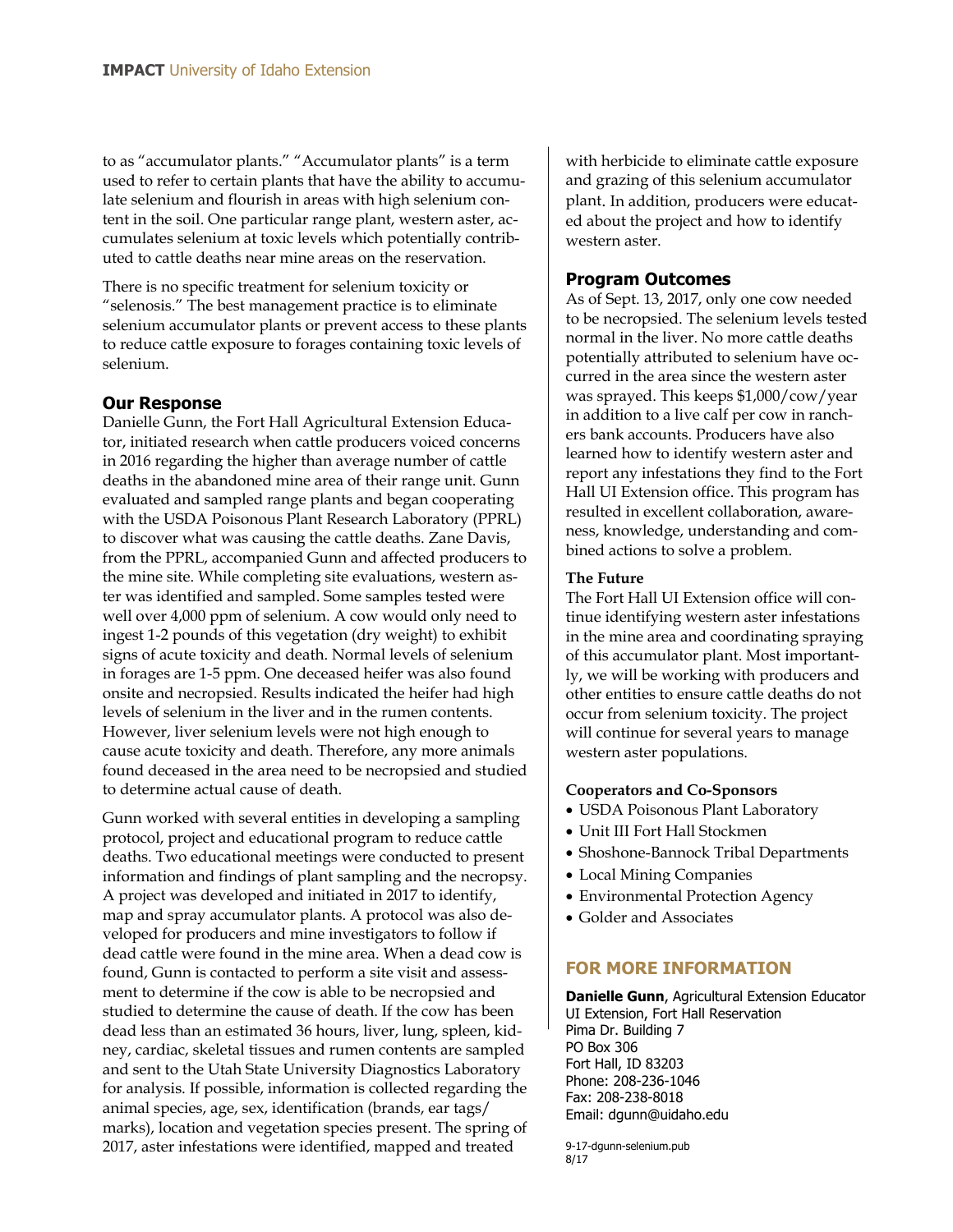to as "accumulator plants." "Accumulator plants" is a term used to refer to certain plants that have the ability to accumulate selenium and flourish in areas with high selenium content in the soil. One particular range plant, western aster, accumulates selenium at toxic levels which potentially contributed to cattle deaths near mine areas on the reservation.

There is no specific treatment for selenium toxicity or "selenosis." The best management practice is to eliminate selenium accumulator plants or prevent access to these plants to reduce cattle exposure to forages containing toxic levels of selenium.

## Our Response

Danielle Gunn, the Fort Hall Agricultural Extension Educator, initiated research when cattle producers voiced concerns in 2016 regarding the higher than average number of cattle deaths in the abandoned mine area of their range unit. Gunn evaluated and sampled range plants and began cooperating with the USDA Poisonous Plant Research Laboratory (PPRL) to discover what was causing the cattle deaths. Zane Davis, from the PPRL, accompanied Gunn and affected producers to the mine site. While completing site evaluations, western aster was identified and sampled. Some samples tested were well over 4,000 ppm of selenium. A cow would only need to ingest 1-2 pounds of this vegetation (dry weight) to exhibit signs of acute toxicity and death. Normal levels of selenium in forages are 1-5 ppm. One deceased heifer was also found onsite and necropsied. Results indicated the heifer had high levels of selenium in the liver and in the rumen contents. However, liver selenium levels were not high enough to cause acute toxicity and death. Therefore, any more animals found deceased in the area need to be necropsied and studied to determine actual cause of death.

Gunn worked with several entities in developing a sampling protocol, project and educational program to reduce cattle deaths. Two educational meetings were conducted to present information and findings of plant sampling and the necropsy. A project was developed and initiated in 2017 to identify, map and spray accumulator plants. A protocol was also developed for producers and mine investigators to follow if dead cattle were found in the mine area. When a dead cow is found, Gunn is contacted to perform a site visit and assessment to determine if the cow is able to be necropsied and studied to determine the cause of death. If the cow has been dead less than an estimated 36 hours, liver, lung, spleen, kidney, cardiac, skeletal tissues and rumen contents are sampled and sent to the Utah State University Diagnostics Laboratory for analysis. If possible, information is collected regarding the animal species, age, sex, identification (brands, ear tags/marks), location and vegetation species present. The spring of 2017, aster infestations were identified, mapped and treated with herbicide to eliminate cattle exposure and grazing of this selenium accumulator plant. In addition, producers were educated about the project and how to identify western aster.

## Program Outcomes

As of Sept. 13, 2017, only one cow needed to be necropsied. The selenium levels tested normal in the liver. No more cattle deaths potentially attributed to selenium have occurred in the area since the western aster was sprayed. This keeps $1,000/cow/year in addition to a live calf per cow in ranchers bank accounts. Producers have also learned how to identify western aster and report any infestations they find to the Fort Hall UI Extension office. This program has resulted in excellent collaboration, awareness, knowledge, understanding and combined actions to solve a problem.

### The Future

The Fort Hall UI Extension office will continue identifying western aster infestations in the mine area and coordinating spraying of this accumulator plant. Most importantly, we will be working with producers and other entities to ensure cattle deaths do not occur from selenium toxicity. The project will continue for several years to manage western aster populations.

### Cooperators and Co-Sponsors

- USDA Poisonous Plant Laboratory
- Unit III Fort Hall Stockmen
- Shoshone-Bannock Tribal Departments
- Local Mining Companies
- Environmental Protection Agency
- Golder and Associates

## FOR MORE INFORMATION

**Danielle Gunn**, Agricultural Extension Educator
UI Extension, Fort Hall Reservation
Pima Dr. Building 7
PO Box 306
Fort Hall, ID 83203
Phone: 208-236-1046
Fax: 208-238-8018
Email: dgunn@uidaho.edu

9-17-dgunn-selenium.pub
8/17